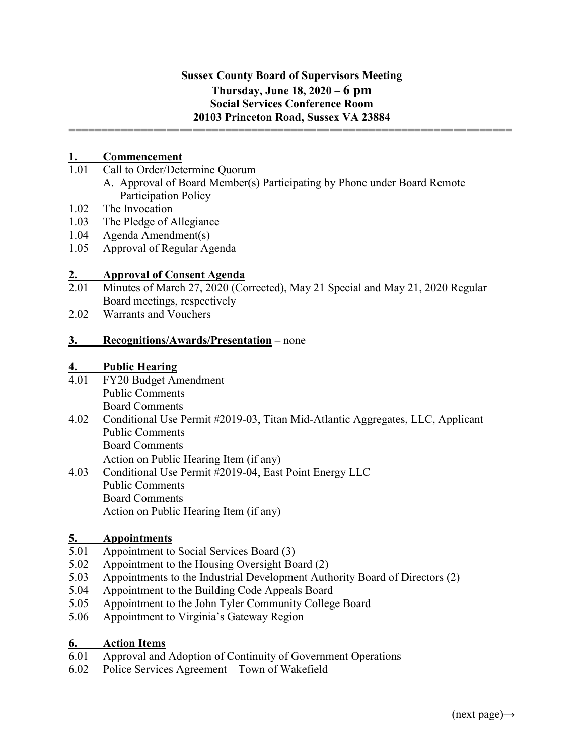**Sussex County Board of Supervisors Meeting**
**Thursday, June 18, 2020 – 6 pm**
**Social Services Conference Room**
**20103 Princeton Road, Sussex VA 23884**

---

## 1. Commencement

1.01 Call to Order/Determine Quorum
- A. Approval of Board Member(s) Participating by Phone under Board Remote Participation Policy

1.02 The Invocation

1.03 The Pledge of Allegiance

1.04 Agenda Amendment(s)

1.05 Approval of Regular Agenda

## 2. Approval of Consent Agenda

2.01 Minutes of March 27, 2020 (Corrected), May 21 Special and May 21, 2020 Regular Board meetings, respectively

2.02 Warrants and Vouchers

## 3. Recognitions/Awards/Presentation – none

## 4. Public Hearing

4.01 FY20 Budget Amendment
- Public Comments
- Board Comments

4.02 Conditional Use Permit #2019-03, Titan Mid-Atlantic Aggregates, LLC, Applicant
- Public Comments
- Board Comments
- Action on Public Hearing Item (if any)

4.03 Conditional Use Permit #2019-04, East Point Energy LLC
- Public Comments
- Board Comments
- Action on Public Hearing Item (if any)

## 5. Appointments

5.01 Appointment to Social Services Board (3)

5.02 Appointment to the Housing Oversight Board (2)

5.03 Appointments to the Industrial Development Authority Board of Directors (2)

5.04 Appointment to the Building Code Appeals Board

5.05 Appointment to the John Tyler Community College Board

5.06 Appointment to Virginia's Gateway Region

## 6. Action Items

6.01 Approval and Adoption of Continuity of Government Operations

6.02 Police Services Agreement – Town of Wakefield

(next page)→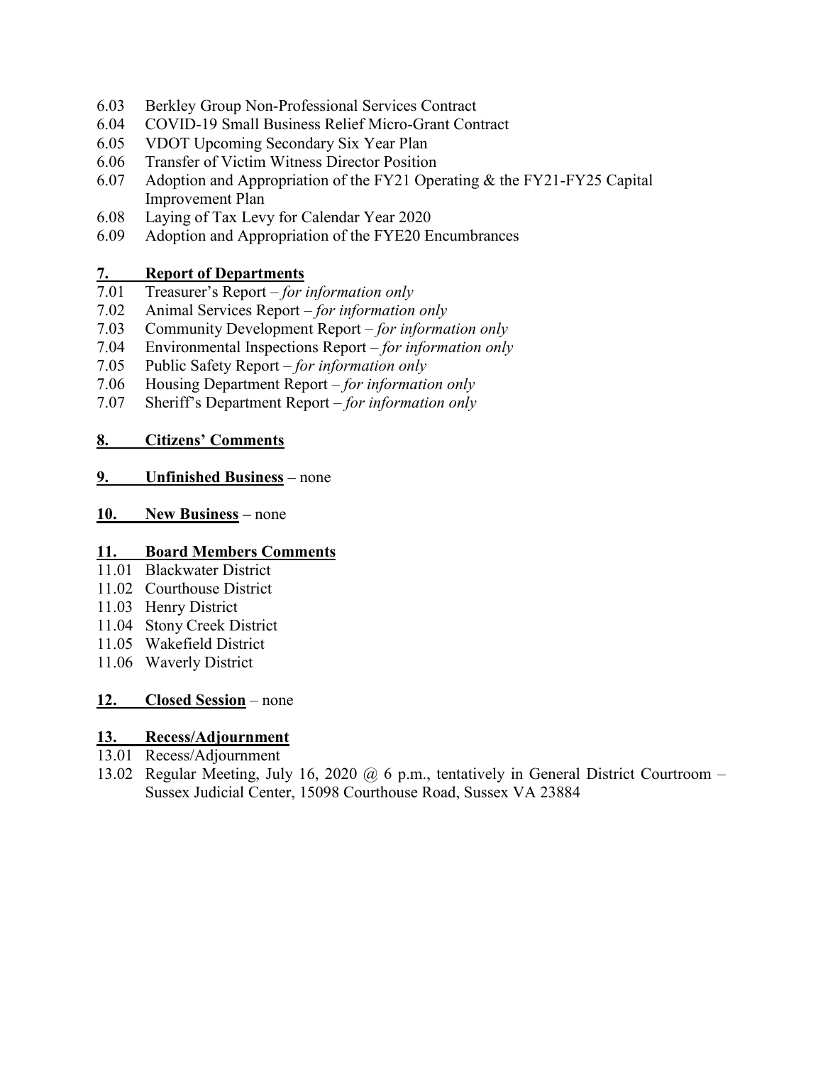6.03 Berkley Group Non-Professional Services Contract
6.04 COVID-19 Small Business Relief Micro-Grant Contract
6.05 VDOT Upcoming Secondary Six Year Plan
6.06 Transfer of Victim Witness Director Position
6.07 Adoption and Appropriation of the FY21 Operating & the FY21-FY25 Capital Improvement Plan
6.08 Laying of Tax Levy for Calendar Year 2020
6.09 Adoption and Appropriation of the FYE20 Encumbrances

**7. Report of Departments**

7.01 Treasurer's Report – *for information only*
7.02 Animal Services Report – *for information only*
7.03 Community Development Report – *for information only*
7.04 Environmental Inspections Report – *for information only*
7.05 Public Safety Report – *for information only*
7.06 Housing Department Report – *for information only*
7.07 Sheriff's Department Report – *for information only*

**8. Citizens' Comments**

**9. Unfinished Business** – none

**10. New Business** – none

**11. Board Members Comments**

11.01 Blackwater District
11.02 Courthouse District
11.03 Henry District
11.04 Stony Creek District
11.05 Wakefield District
11.06 Waverly District

**12. Closed Session** – none

**13. Recess/Adjournment**

13.01 Recess/Adjournment
13.02 Regular Meeting, July 16, 2020 @ 6 p.m., tentatively in General District Courtroom – Sussex Judicial Center, 15098 Courthouse Road, Sussex VA 23884